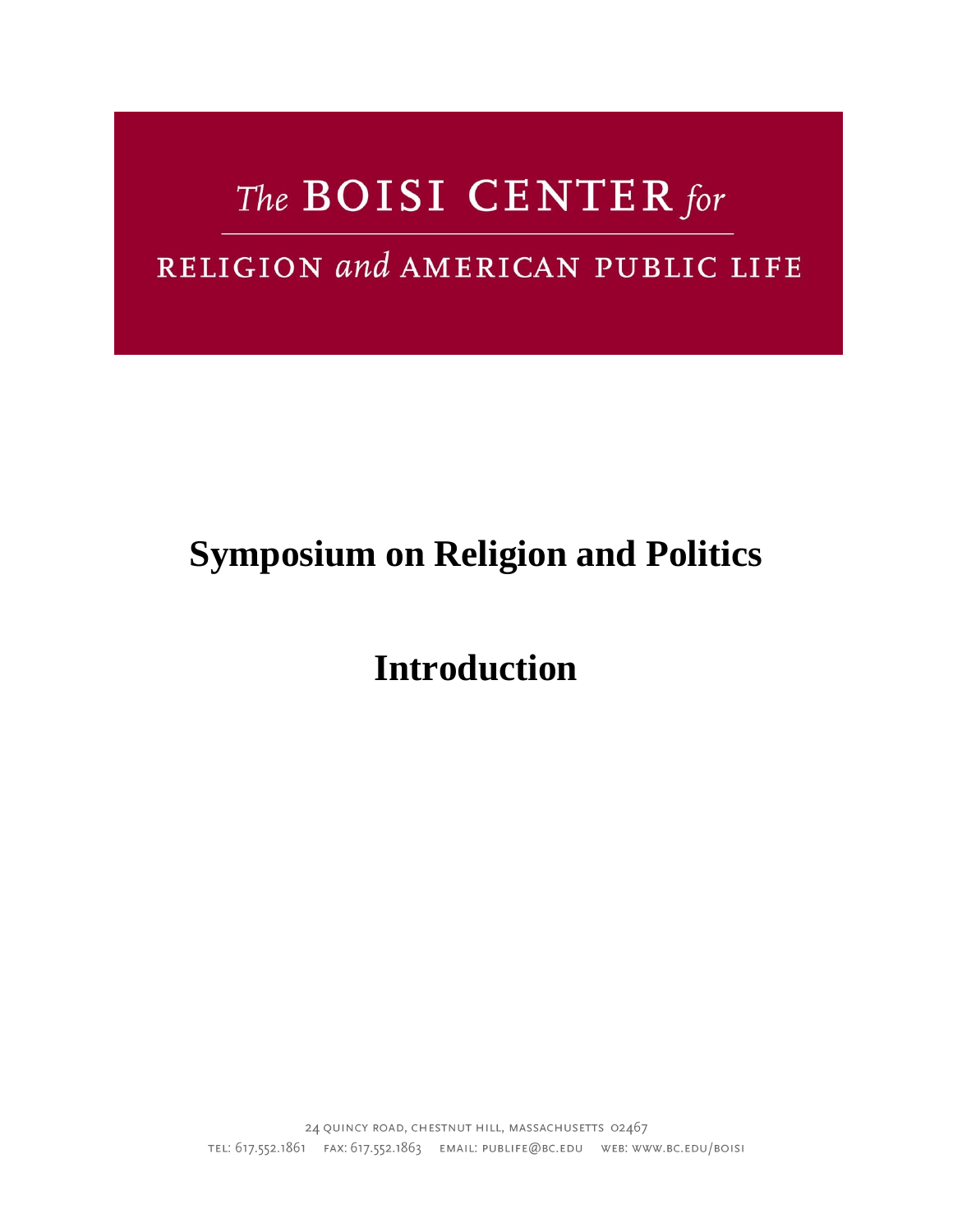The BOISI CENTER for

RELIGION and AMERICAN PUBLIC LIFE

# Symposium on Religion and Politics

# Introduction

24 QUINCY ROAD, CHESTNUT HILL, MASSACHUSETTS 02467
TEL: 617.552.1861 FAX: 617.552.1863 EMAIL: PUBLIFE@BC.EDU WEB: WWW.BC.EDU/BOISI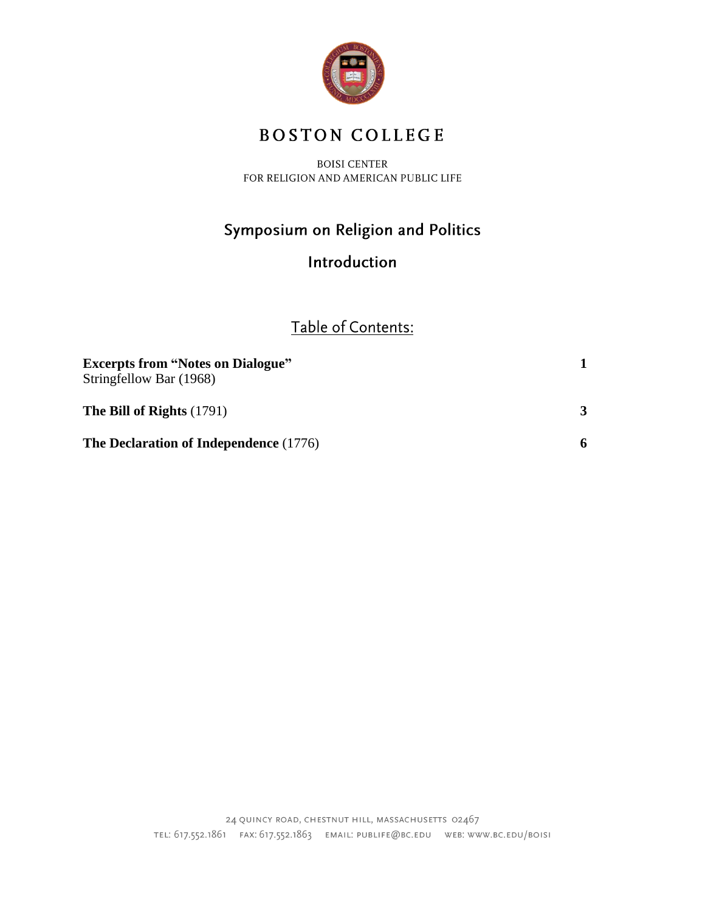# BOSTON COLLEGE

BOISI CENTER
FOR RELIGION AND AMERICAN PUBLIC LIFE

## Symposium on Religion and Politics

### Introduction

Table of Contents:

| | |
|---|---|
| **Excerpts from "Notes on Dialogue"**<br>Stringfellow Bar (1968) | **1** |
| **The Bill of Rights** (1791) | **3** |
| **The Declaration of Independence** (1776) | **6** |

24 QUINCY ROAD, CHESTNUT HILL, MASSACHUSETTS 02467
TEL: 617.552.1861 FAX: 617.552.1863 EMAIL: PUBLIFE@BC.EDU WEB: WWW.BC.EDU/BOISI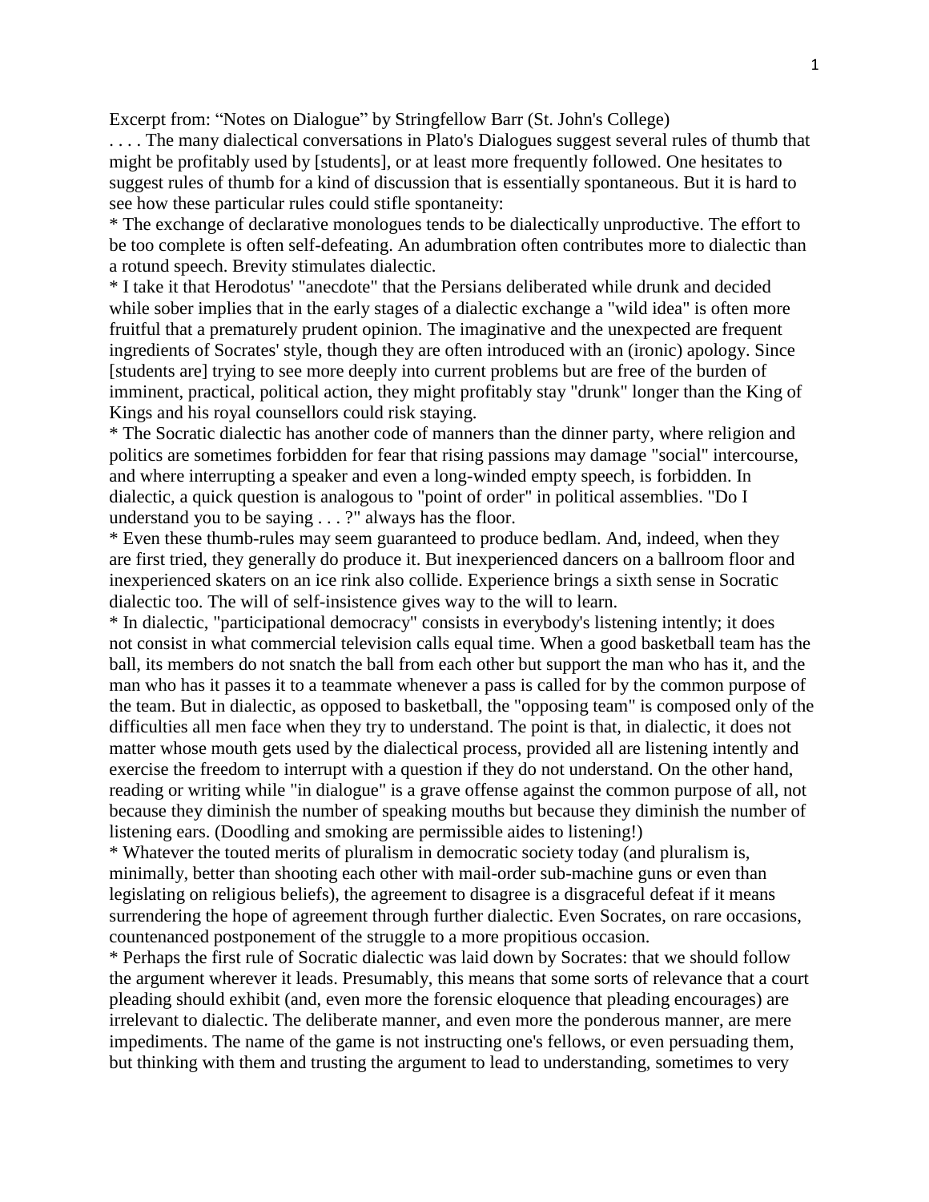Excerpt from: "Notes on Dialogue" by Stringfellow Barr (St. John's College)

. . . . The many dialectical conversations in Plato's Dialogues suggest several rules of thumb that might be profitably used by [students], or at least more frequently followed. One hesitates to suggest rules of thumb for a kind of discussion that is essentially spontaneous. But it is hard to see how these particular rules could stifle spontaneity:

* The exchange of declarative monologues tends to be dialectically unproductive. The effort to be too complete is often self-defeating. An adumbration often contributes more to dialectic than a rotund speech. Brevity stimulates dialectic.
* I take it that Herodotus' "anecdote" that the Persians deliberated while drunk and decided while sober implies that in the early stages of a dialectic exchange a "wild idea" is often more fruitful that a prematurely prudent opinion. The imaginative and the unexpected are frequent ingredients of Socrates' style, though they are often introduced with an (ironic) apology. Since [students are] trying to see more deeply into current problems but are free of the burden of imminent, practical, political action, they might profitably stay "drunk" longer than the King of Kings and his royal counsellors could risk staying.
* The Socratic dialectic has another code of manners than the dinner party, where religion and politics are sometimes forbidden for fear that rising passions may damage "social" intercourse, and where interrupting a speaker and even a long-winded empty speech, is forbidden. In dialectic, a quick question is analogous to "point of order" in political assemblies. "Do I understand you to be saying . . . ?" always has the floor.
* Even these thumb-rules may seem guaranteed to produce bedlam. And, indeed, when they are first tried, they generally do produce it. But inexperienced dancers on a ballroom floor and inexperienced skaters on an ice rink also collide. Experience brings a sixth sense in Socratic dialectic too. The will of self-insistence gives way to the will to learn.
* In dialectic, "participational democracy" consists in everybody's listening intently; it does not consist in what commercial television calls equal time. When a good basketball team has the ball, its members do not snatch the ball from each other but support the man who has it, and the man who has it passes it to a teammate whenever a pass is called for by the common purpose of the team. But in dialectic, as opposed to basketball, the "opposing team" is composed only of the difficulties all men face when they try to understand. The point is that, in dialectic, it does not matter whose mouth gets used by the dialectical process, provided all are listening intently and exercise the freedom to interrupt with a question if they do not understand. On the other hand, reading or writing while "in dialogue" is a grave offense against the common purpose of all, not because they diminish the number of speaking mouths but because they diminish the number of listening ears. (Doodling and smoking are permissible aides to listening!)
* Whatever the touted merits of pluralism in democratic society today (and pluralism is, minimally, better than shooting each other with mail-order sub-machine guns or even than legislating on religious beliefs), the agreement to disagree is a disgraceful defeat if it means surrendering the hope of agreement through further dialectic. Even Socrates, on rare occasions, countenanced postponement of the struggle to a more propitious occasion.
* Perhaps the first rule of Socratic dialectic was laid down by Socrates: that we should follow the argument wherever it leads. Presumably, this means that some sorts of relevance that a court pleading should exhibit (and, even more the forensic eloquence that pleading encourages) are irrelevant to dialectic. The deliberate manner, and even more the ponderous manner, are mere impediments. The name of the game is not instructing one's fellows, or even persuading them, but thinking with them and trusting the argument to lead to understanding, sometimes to very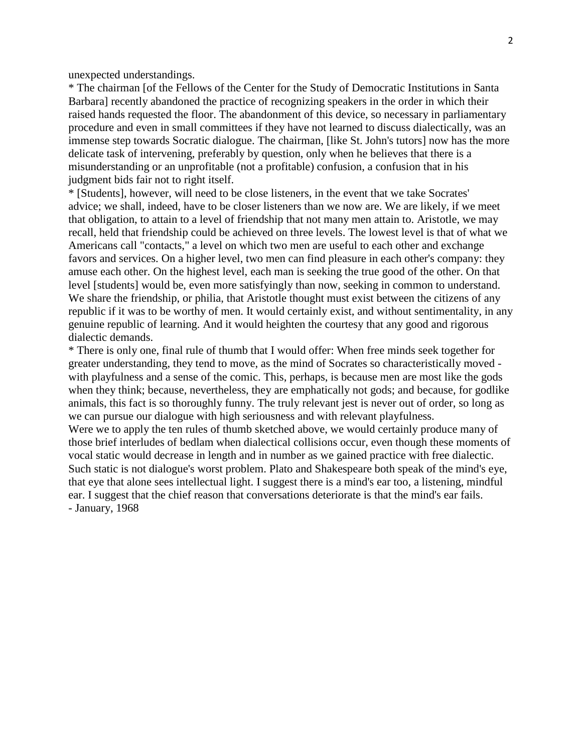unexpected understandings.

* The chairman [of the Fellows of the Center for the Study of Democratic Institutions in Santa Barbara] recently abandoned the practice of recognizing speakers in the order in which their raised hands requested the floor. The abandonment of this device, so necessary in parliamentary procedure and even in small committees if they have not learned to discuss dialectically, was an immense step towards Socratic dialogue. The chairman, [like St. John's tutors] now has the more delicate task of intervening, preferably by question, only when he believes that there is a misunderstanding or an unprofitable (not a profitable) confusion, a confusion that in his judgment bids fair not to right itself.

* [Students], however, will need to be close listeners, in the event that we take Socrates' advice; we shall, indeed, have to be closer listeners than we now are. We are likely, if we meet that obligation, to attain to a level of friendship that not many men attain to. Aristotle, we may recall, held that friendship could be achieved on three levels. The lowest level is that of what we Americans call "contacts," a level on which two men are useful to each other and exchange favors and services. On a higher level, two men can find pleasure in each other's company: they amuse each other. On the highest level, each man is seeking the true good of the other. On that level [students] would be, even more satisfyingly than now, seeking in common to understand. We share the friendship, or philia, that Aristotle thought must exist between the citizens of any republic if it was to be worthy of men. It would certainly exist, and without sentimentality, in any genuine republic of learning. And it would heighten the courtesy that any good and rigorous dialectic demands.

* There is only one, final rule of thumb that I would offer: When free minds seek together for greater understanding, they tend to move, as the mind of Socrates so characteristically moved - with playfulness and a sense of the comic. This, perhaps, is because men are most like the gods when they think; because, nevertheless, they are emphatically not gods; and because, for godlike animals, this fact is so thoroughly funny. The truly relevant jest is never out of order, so long as we can pursue our dialogue with high seriousness and with relevant playfulness.

Were we to apply the ten rules of thumb sketched above, we would certainly produce many of those brief interludes of bedlam when dialectical collisions occur, even though these moments of vocal static would decrease in length and in number as we gained practice with free dialectic. Such static is not dialogue's worst problem. Plato and Shakespeare both speak of the mind's eye, that eye that alone sees intellectual light. I suggest there is a mind's ear too, a listening, mindful ear. I suggest that the chief reason that conversations deteriorate is that the mind's ear fails.

- January, 1968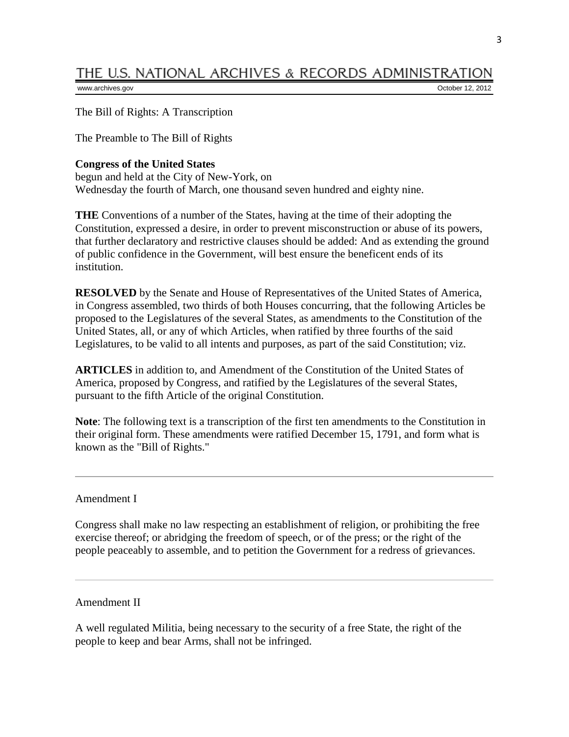# THE U.S. NATIONAL ARCHIVES & RECORDS ADMINISTRATION

www.archives.gov October 12, 2012

The Bill of Rights: A Transcription

The Preamble to The Bill of Rights

**Congress of the United States**
begun and held at the City of New-York, on
Wednesday the fourth of March, one thousand seven hundred and eighty nine.

**THE** Conventions of a number of the States, having at the time of their adopting the Constitution, expressed a desire, in order to prevent misconstruction or abuse of its powers, that further declaratory and restrictive clauses should be added: And as extending the ground of public confidence in the Government, will best ensure the beneficent ends of its institution.

**RESOLVED** by the Senate and House of Representatives of the United States of America, in Congress assembled, two thirds of both Houses concurring, that the following Articles be proposed to the Legislatures of the several States, as amendments to the Constitution of the United States, all, or any of which Articles, when ratified by three fourths of the said Legislatures, to be valid to all intents and purposes, as part of the said Constitution; viz.

**ARTICLES** in addition to, and Amendment of the Constitution of the United States of America, proposed by Congress, and ratified by the Legislatures of the several States, pursuant to the fifth Article of the original Constitution.

**Note**: The following text is a transcription of the first ten amendments to the Constitution in their original form. These amendments were ratified December 15, 1791, and form what is known as the "Bill of Rights."

---

Amendment I

Congress shall make no law respecting an establishment of religion, or prohibiting the free exercise thereof; or abridging the freedom of speech, or of the press; or the right of the people peaceably to assemble, and to petition the Government for a redress of grievances.

---

Amendment II

A well regulated Militia, being necessary to the security of a free State, the right of the people to keep and bear Arms, shall not be infringed.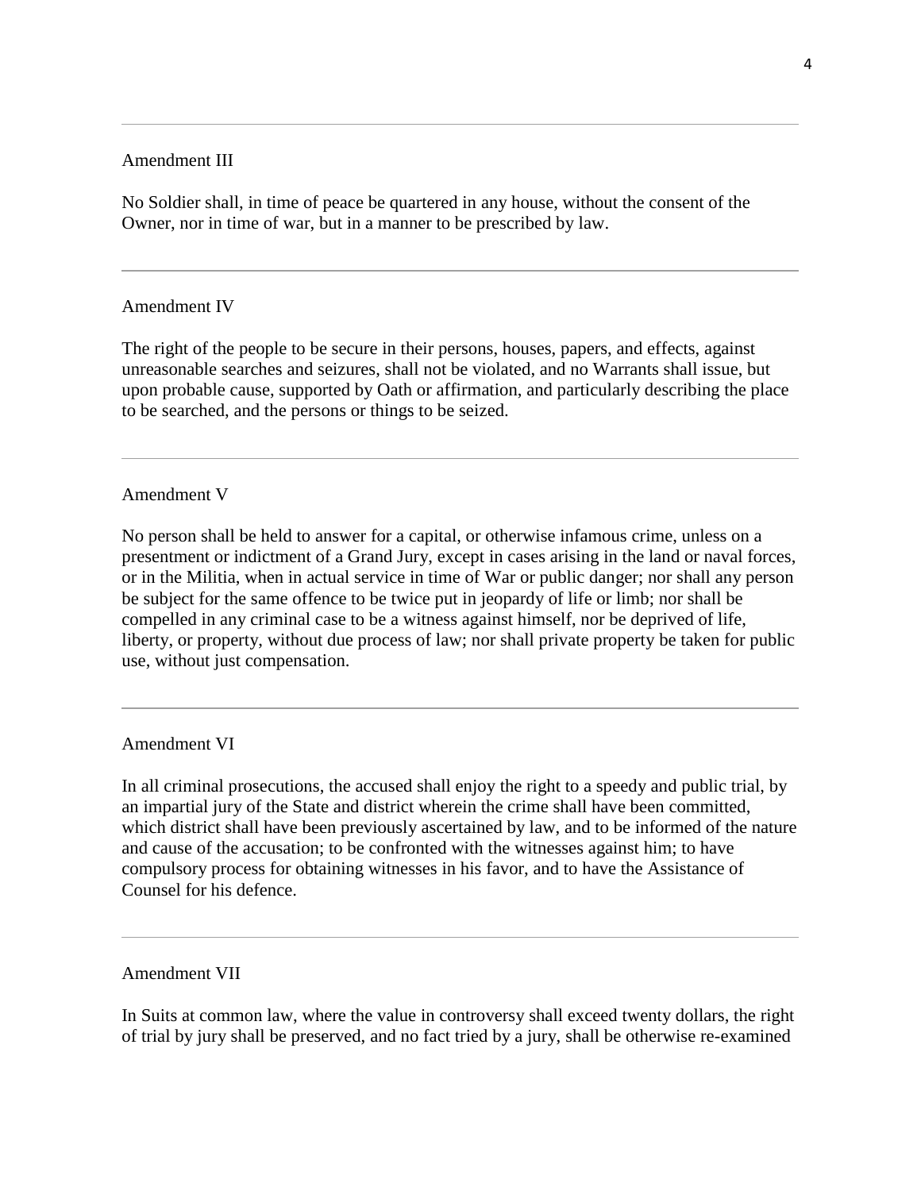---

## Amendment III

No Soldier shall, in time of peace be quartered in any house, without the consent of the Owner, nor in time of war, but in a manner to be prescribed by law.

---

## Amendment IV

The right of the people to be secure in their persons, houses, papers, and effects, against unreasonable searches and seizures, shall not be violated, and no Warrants shall issue, but upon probable cause, supported by Oath or affirmation, and particularly describing the place to be searched, and the persons or things to be seized.

---

## Amendment V

No person shall be held to answer for a capital, or otherwise infamous crime, unless on a presentment or indictment of a Grand Jury, except in cases arising in the land or naval forces, or in the Militia, when in actual service in time of War or public danger; nor shall any person be subject for the same offence to be twice put in jeopardy of life or limb; nor shall be compelled in any criminal case to be a witness against himself, nor be deprived of life, liberty, or property, without due process of law; nor shall private property be taken for public use, without just compensation.

---

## Amendment VI

In all criminal prosecutions, the accused shall enjoy the right to a speedy and public trial, by an impartial jury of the State and district wherein the crime shall have been committed, which district shall have been previously ascertained by law, and to be informed of the nature and cause of the accusation; to be confronted with the witnesses against him; to have compulsory process for obtaining witnesses in his favor, and to have the Assistance of Counsel for his defence.

---

## Amendment VII

In Suits at common law, where the value in controversy shall exceed twenty dollars, the right of trial by jury shall be preserved, and no fact tried by a jury, shall be otherwise re-examined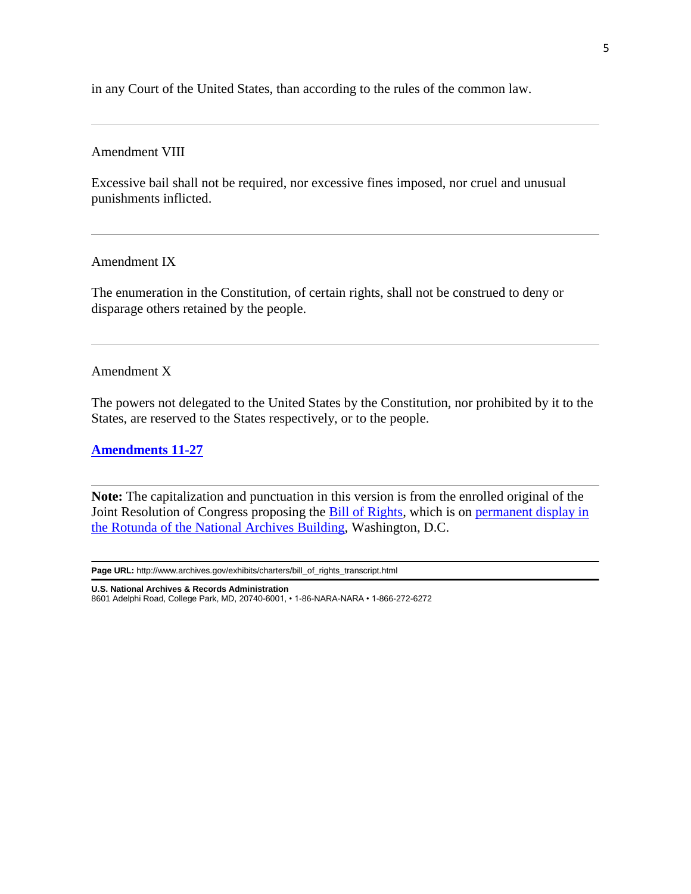in any Court of the United States, than according to the rules of the common law.

---

Amendment VIII

Excessive bail shall not be required, nor excessive fines imposed, nor cruel and unusual punishments inflicted.

---

Amendment IX

The enumeration in the Constitution, of certain rights, shall not be construed to deny or disparage others retained by the people.

---

Amendment X

The powers not delegated to the United States by the Constitution, nor prohibited by it to the States, are reserved to the States respectively, or to the people.

**Amendments 11-27**

---

**Note:** The capitalization and punctuation in this version is from the enrolled original of the Joint Resolution of Congress proposing the Bill of Rights, which is on permanent display in the Rotunda of the National Archives Building, Washington, D.C.

---

**Page URL:** http://www.archives.gov/exhibits/charters/bill_of_rights_transcript.html

**U.S. National Archives & Records Administration**
8601 Adelphi Road, College Park, MD, 20740-6001, • 1-86-NARA-NARA • 1-866-272-6272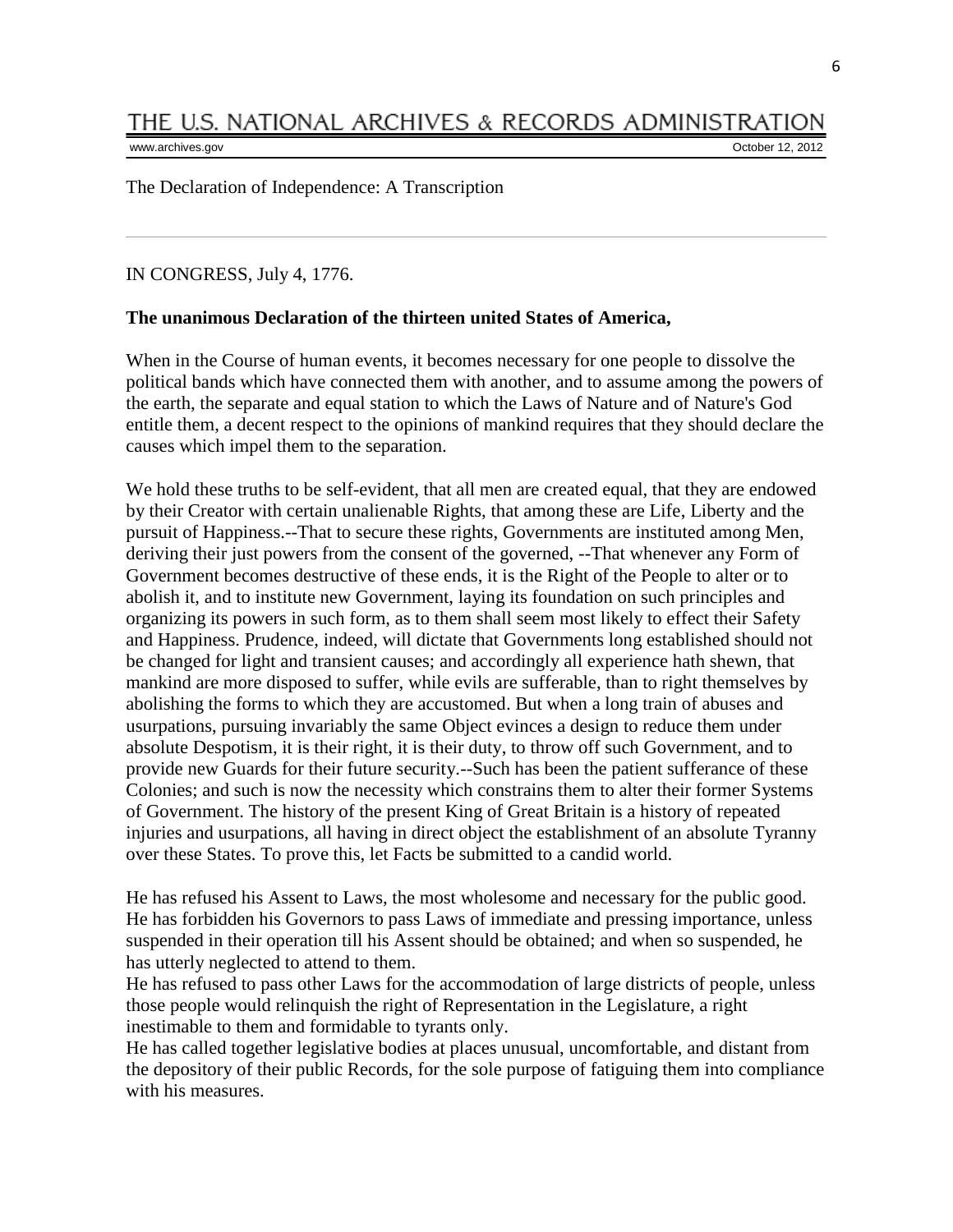The Declaration of Independence: A Transcription

IN CONGRESS, July 4, 1776.

**The unanimous Declaration of the thirteen united States of America,**

When in the Course of human events, it becomes necessary for one people to dissolve the political bands which have connected them with another, and to assume among the powers of the earth, the separate and equal station to which the Laws of Nature and of Nature's God entitle them, a decent respect to the opinions of mankind requires that they should declare the causes which impel them to the separation.

We hold these truths to be self-evident, that all men are created equal, that they are endowed by their Creator with certain unalienable Rights, that among these are Life, Liberty and the pursuit of Happiness.--That to secure these rights, Governments are instituted among Men, deriving their just powers from the consent of the governed, --That whenever any Form of Government becomes destructive of these ends, it is the Right of the People to alter or to abolish it, and to institute new Government, laying its foundation on such principles and organizing its powers in such form, as to them shall seem most likely to effect their Safety and Happiness. Prudence, indeed, will dictate that Governments long established should not be changed for light and transient causes; and accordingly all experience hath shewn, that mankind are more disposed to suffer, while evils are sufferable, than to right themselves by abolishing the forms to which they are accustomed. But when a long train of abuses and usurpations, pursuing invariably the same Object evinces a design to reduce them under absolute Despotism, it is their right, it is their duty, to throw off such Government, and to provide new Guards for their future security.--Such has been the patient sufferance of these Colonies; and such is now the necessity which constrains them to alter their former Systems of Government. The history of the present King of Great Britain is a history of repeated injuries and usurpations, all having in direct object the establishment of an absolute Tyranny over these States. To prove this, let Facts be submitted to a candid world.

He has refused his Assent to Laws, the most wholesome and necessary for the public good.
He has forbidden his Governors to pass Laws of immediate and pressing importance, unless suspended in their operation till his Assent should be obtained; and when so suspended, he has utterly neglected to attend to them.
He has refused to pass other Laws for the accommodation of large districts of people, unless those people would relinquish the right of Representation in the Legislature, a right inestimable to them and formidable to tyrants only.
He has called together legislative bodies at places unusual, uncomfortable, and distant from the depository of their public Records, for the sole purpose of fatiguing them into compliance with his measures.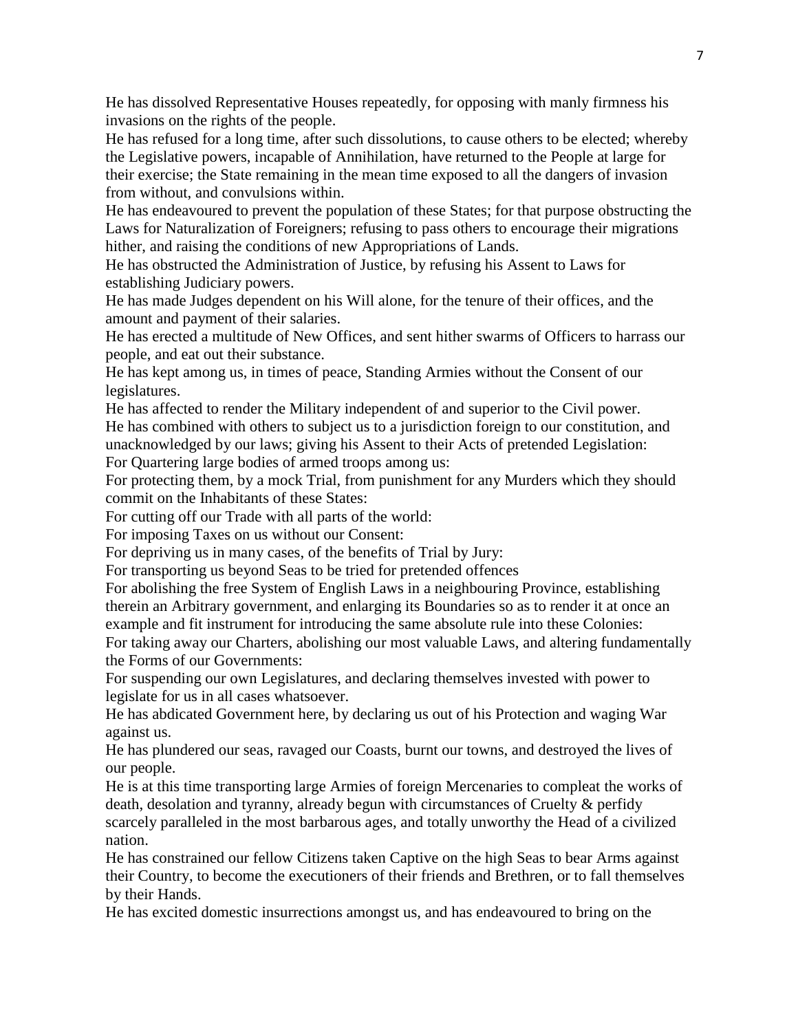He has dissolved Representative Houses repeatedly, for opposing with manly firmness his invasions on the rights of the people.

He has refused for a long time, after such dissolutions, to cause others to be elected; whereby the Legislative powers, incapable of Annihilation, have returned to the People at large for their exercise; the State remaining in the mean time exposed to all the dangers of invasion from without, and convulsions within.

He has endeavoured to prevent the population of these States; for that purpose obstructing the Laws for Naturalization of Foreigners; refusing to pass others to encourage their migrations hither, and raising the conditions of new Appropriations of Lands.

He has obstructed the Administration of Justice, by refusing his Assent to Laws for establishing Judiciary powers.

He has made Judges dependent on his Will alone, for the tenure of their offices, and the amount and payment of their salaries.

He has erected a multitude of New Offices, and sent hither swarms of Officers to harrass our people, and eat out their substance.

He has kept among us, in times of peace, Standing Armies without the Consent of our legislatures.

He has affected to render the Military independent of and superior to the Civil power.

He has combined with others to subject us to a jurisdiction foreign to our constitution, and unacknowledged by our laws; giving his Assent to their Acts of pretended Legislation:

For Quartering large bodies of armed troops among us:

For protecting them, by a mock Trial, from punishment for any Murders which they should commit on the Inhabitants of these States:

For cutting off our Trade with all parts of the world:

For imposing Taxes on us without our Consent:

For depriving us in many cases, of the benefits of Trial by Jury:

For transporting us beyond Seas to be tried for pretended offences

For abolishing the free System of English Laws in a neighbouring Province, establishing therein an Arbitrary government, and enlarging its Boundaries so as to render it at once an example and fit instrument for introducing the same absolute rule into these Colonies:

For taking away our Charters, abolishing our most valuable Laws, and altering fundamentally the Forms of our Governments:

For suspending our own Legislatures, and declaring themselves invested with power to legislate for us in all cases whatsoever.

He has abdicated Government here, by declaring us out of his Protection and waging War against us.

He has plundered our seas, ravaged our Coasts, burnt our towns, and destroyed the lives of our people.

He is at this time transporting large Armies of foreign Mercenaries to compleat the works of death, desolation and tyranny, already begun with circumstances of Cruelty & perfidy scarcely paralleled in the most barbarous ages, and totally unworthy the Head of a civilized nation.

He has constrained our fellow Citizens taken Captive on the high Seas to bear Arms against their Country, to become the executioners of their friends and Brethren, or to fall themselves by their Hands.

He has excited domestic insurrections amongst us, and has endeavoured to bring on the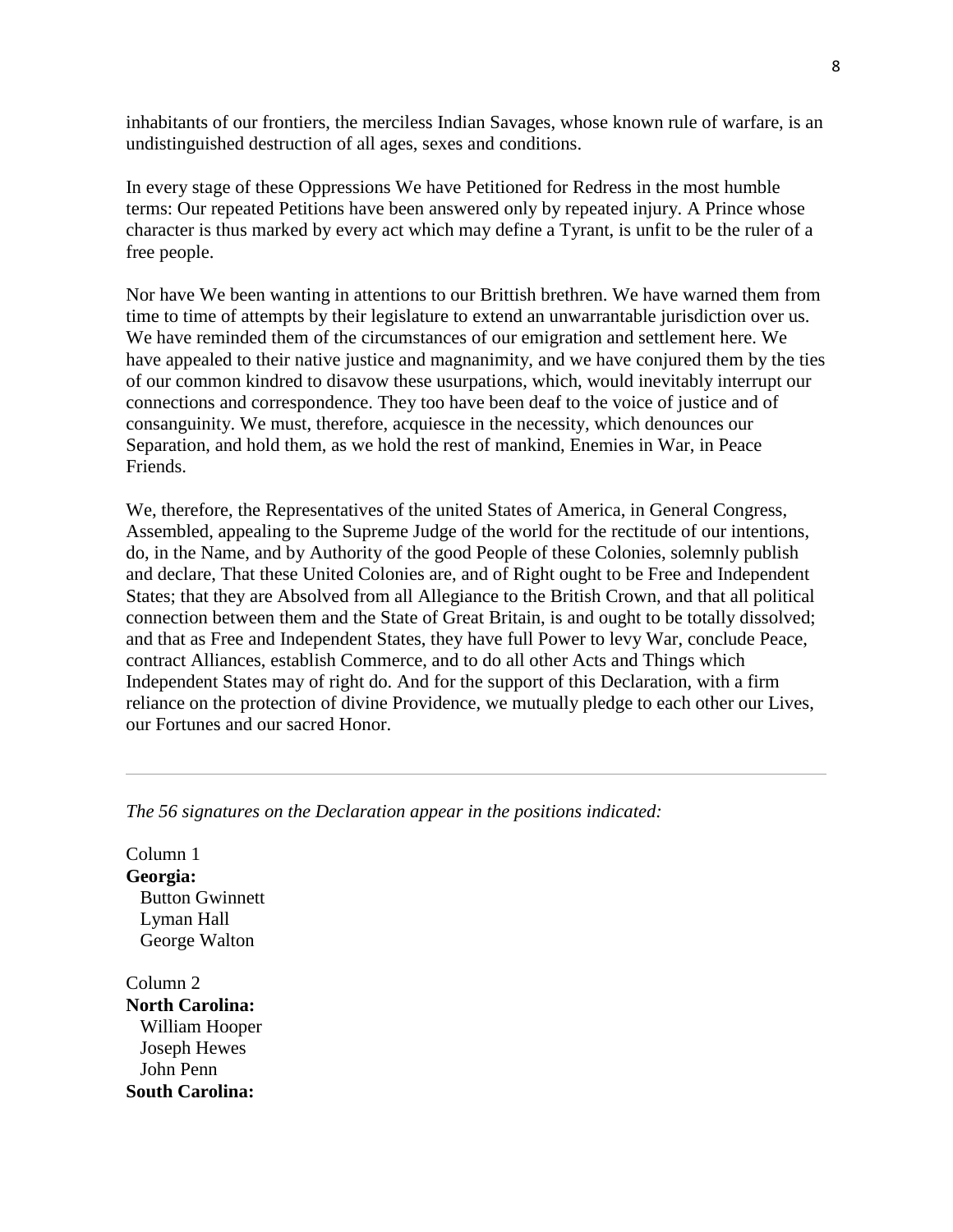inhabitants of our frontiers, the merciless Indian Savages, whose known rule of warfare, is an undistinguished destruction of all ages, sexes and conditions.

In every stage of these Oppressions We have Petitioned for Redress in the most humble terms: Our repeated Petitions have been answered only by repeated injury. A Prince whose character is thus marked by every act which may define a Tyrant, is unfit to be the ruler of a free people.

Nor have We been wanting in attentions to our Brittish brethren. We have warned them from time to time of attempts by their legislature to extend an unwarrantable jurisdiction over us. We have reminded them of the circumstances of our emigration and settlement here. We have appealed to their native justice and magnanimity, and we have conjured them by the ties of our common kindred to disavow these usurpations, which, would inevitably interrupt our connections and correspondence. They too have been deaf to the voice of justice and of consanguinity. We must, therefore, acquiesce in the necessity, which denounces our Separation, and hold them, as we hold the rest of mankind, Enemies in War, in Peace Friends.

We, therefore, the Representatives of the united States of America, in General Congress, Assembled, appealing to the Supreme Judge of the world for the rectitude of our intentions, do, in the Name, and by Authority of the good People of these Colonies, solemnly publish and declare, That these United Colonies are, and of Right ought to be Free and Independent States; that they are Absolved from all Allegiance to the British Crown, and that all political connection between them and the State of Great Britain, is and ought to be totally dissolved; and that as Free and Independent States, they have full Power to levy War, conclude Peace, contract Alliances, establish Commerce, and to do all other Acts and Things which Independent States may of right do. And for the support of this Declaration, with a firm reliance on the protection of divine Providence, we mutually pledge to each other our Lives, our Fortunes and our sacred Honor.

---

*The 56 signatures on the Declaration appear in the positions indicated:*

Column 1
**Georgia:**
Button Gwinnett
Lyman Hall
George Walton

Column 2
**North Carolina:**
William Hooper
Joseph Hewes
John Penn
**South Carolina:**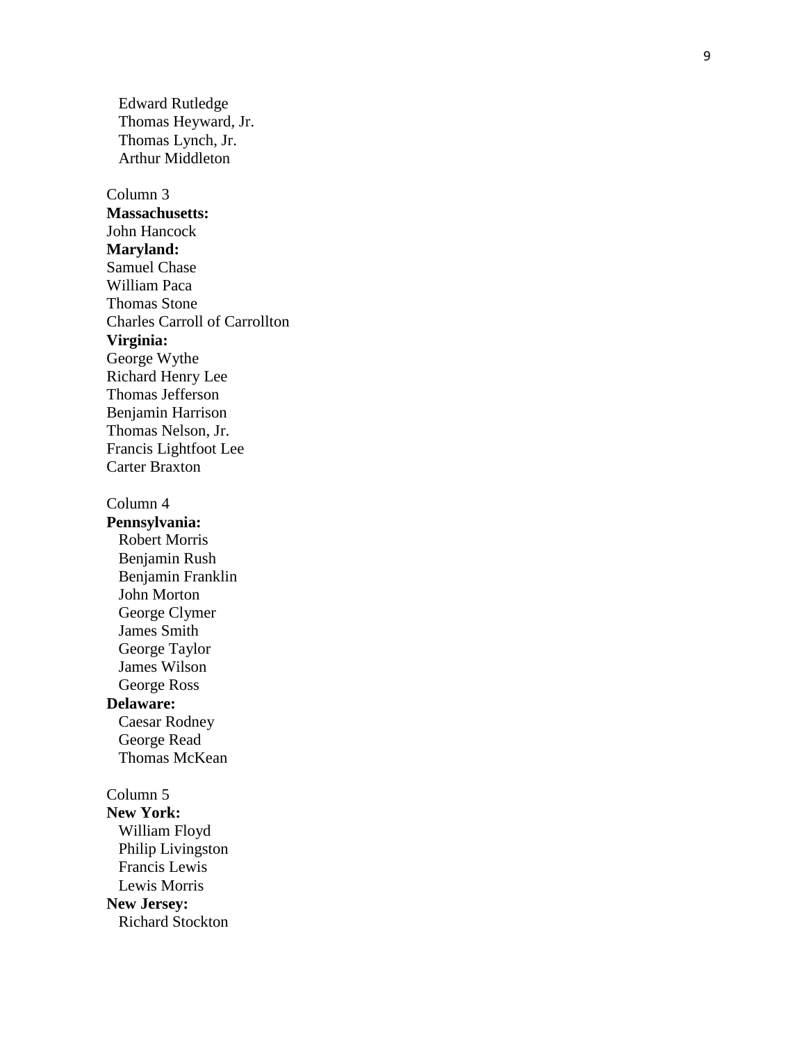Edward Rutledge
Thomas Heyward, Jr.
Thomas Lynch, Jr.
Arthur Middleton

Column 3

**Massachusetts:**
John Hancock

**Maryland:**
Samuel Chase
William Paca
Thomas Stone
Charles Carroll of Carrollton

**Virginia:**
George Wythe
Richard Henry Lee
Thomas Jefferson
Benjamin Harrison
Thomas Nelson, Jr.
Francis Lightfoot Lee
Carter Braxton

Column 4

**Pennsylvania:**
Robert Morris
Benjamin Rush
Benjamin Franklin
John Morton
George Clymer
James Smith
George Taylor
James Wilson
George Ross

**Delaware:**
Caesar Rodney
George Read
Thomas McKean

Column 5

**New York:**
William Floyd
Philip Livingston
Francis Lewis
Lewis Morris

**New Jersey:**
Richard Stockton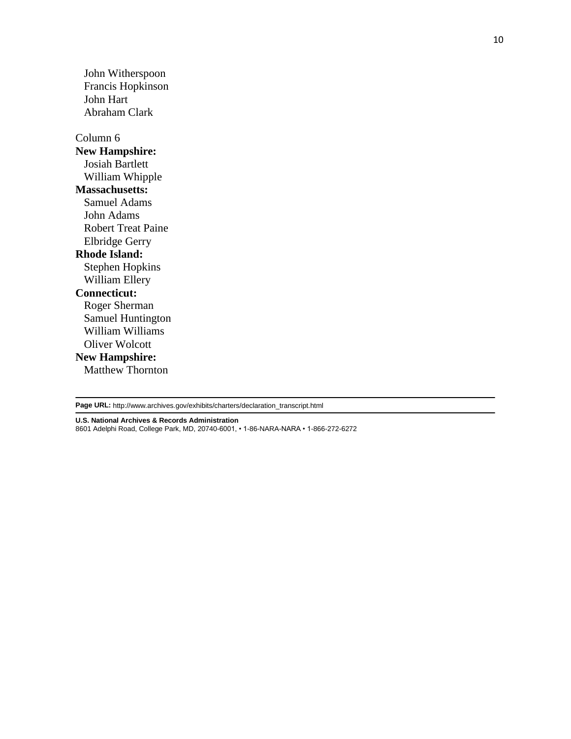John Witherspoon
Francis Hopkinson
John Hart
Abraham Clark

Column 6

**New Hampshire:**
Josiah Bartlett
William Whipple

**Massachusetts:**
Samuel Adams
John Adams
Robert Treat Paine
Elbridge Gerry

**Rhode Island:**
Stephen Hopkins
William Ellery

**Connecticut:**
Roger Sherman
Samuel Huntington
William Williams
Oliver Wolcott

**New Hampshire:**
Matthew Thornton

---

**Page URL:** http://www.archives.gov/exhibits/charters/declaration_transcript.html

---

**U.S. National Archives & Records Administration**
8601 Adelphi Road, College Park, MD, 20740-6001, • 1-86-NARA-NARA • 1-866-272-6272